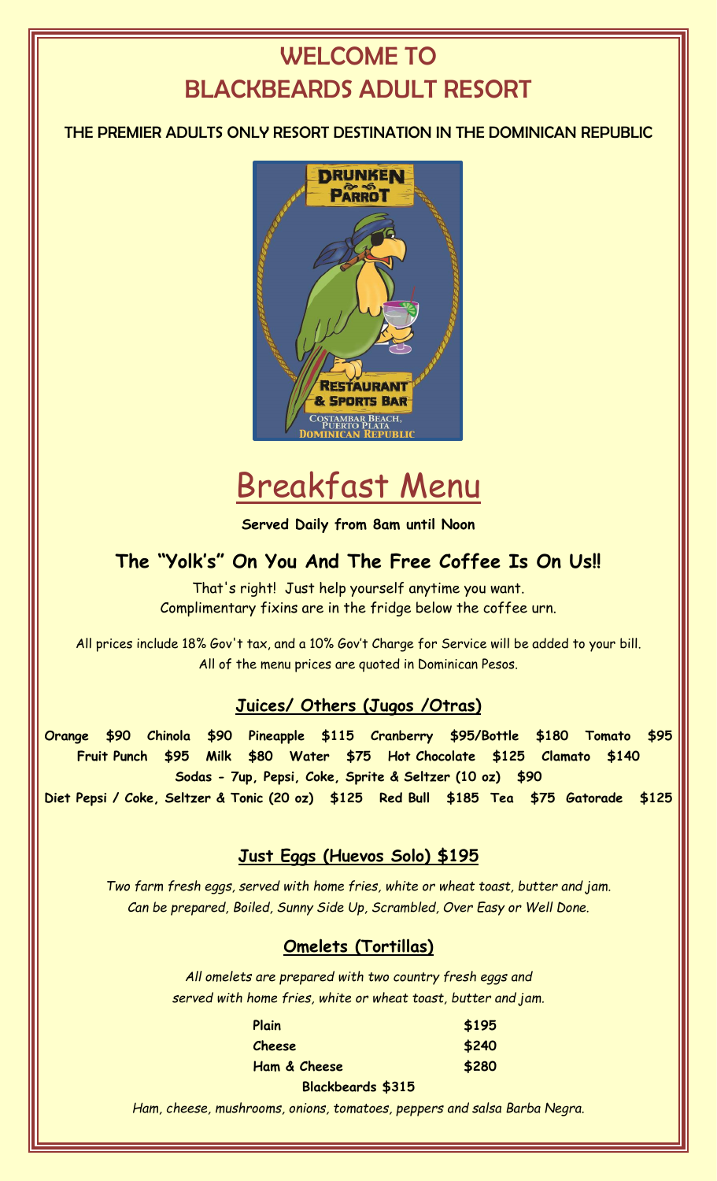# WELCOME TO BLACKBEARDS ADULT RESORT

## THE PREMIER ADULTS ONLY RESORT DESTINATION IN THE DOMINICAN REPUBLIC

# Breakfast Menu

**Served Daily from 8am until Noon**

## The "Yolk's" On You And The Free Coffee Is On Us!!

That's right! Just help yourself anytime you want.
Complimentary fixins are in the fridge below the coffee urn.

All prices include 18% Gov't tax, and a 10% Gov't Charge for Service will be added to your bill.
All of the menu prices are quoted in Dominican Pesos.

### Juices/ Others (Jugos /Otras)

**Orange $90 Chinola $90 Pineapple $115 Cranberry $95/Bottle $180 Tomato $95**
**Fruit Punch $95 Milk $80 Water $75 Hot Chocolate $125 Clamato $140**
**Sodas - 7up, Pepsi, Coke, Sprite & Seltzer (10 oz) $90**
**Diet Pepsi / Coke, Seltzer & Tonic (20 oz) $125 Red Bull $185 Tea $75 Gatorade $125**

### Just Eggs (Huevos Solo) $195

*Two farm fresh eggs, served with home fries, white or wheat toast, butter and jam.*
*Can be prepared, Boiled, Sunny Side Up, Scrambled, Over Easy or Well Done.*

### Omelets (Tortillas)

*All omelets are prepared with two country fresh eggs and served with home fries, white or wheat toast, butter and jam.*

| | |
|---|---|
| **Plain** | **$195** |
| **Cheese** | **$240** |
| **Ham & Cheese** | **$280** |

**Blackbeards $315**

*Ham, cheese, mushrooms, onions, tomatoes, peppers and salsa Barba Negra.*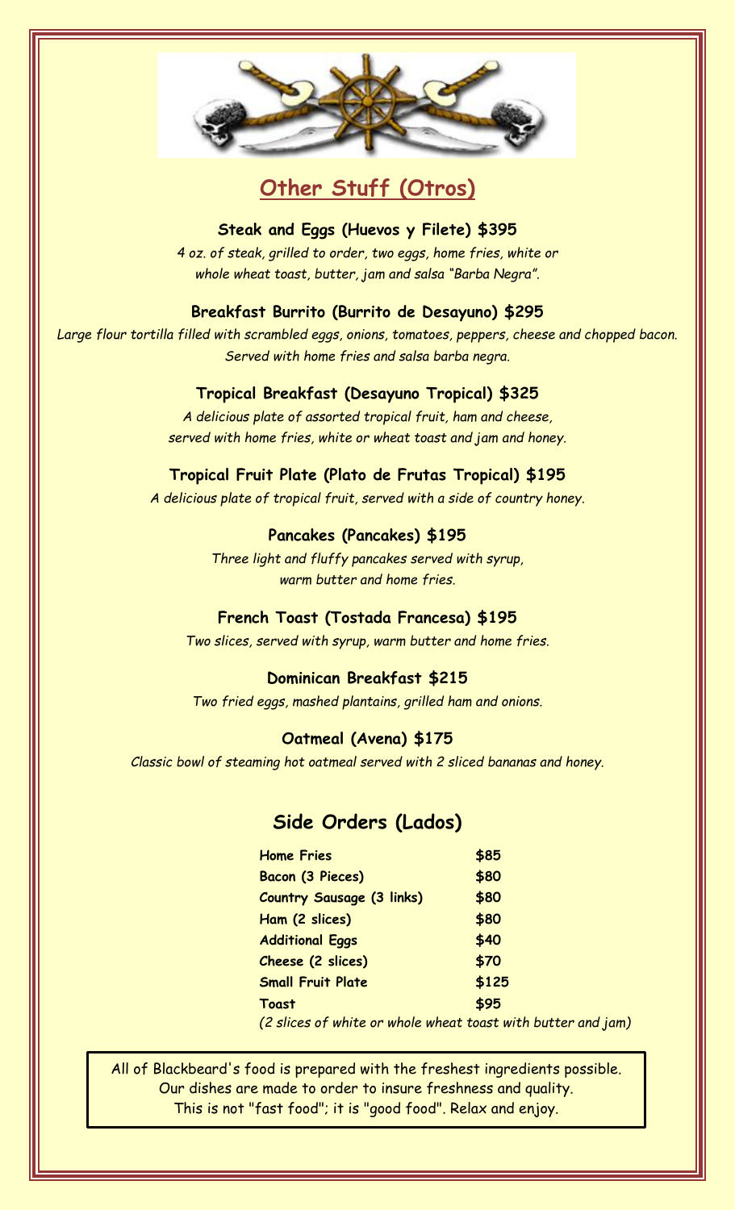## Other Stuff (Otros)

### Steak and Eggs (Huevos y Filete) $395

*4 oz. of steak, grilled to order, two eggs, home fries, white or whole wheat toast, butter, jam and salsa "Barba Negra".*

### Breakfast Burrito (Burrito de Desayuno) $295

*Large flour tortilla filled with scrambled eggs, onions, tomatoes, peppers, cheese and chopped bacon. Served with home fries and salsa barba negra.*

### Tropical Breakfast (Desayuno Tropical) $325

*A delicious plate of assorted tropical fruit, ham and cheese, served with home fries, white or wheat toast and jam and honey.*

### Tropical Fruit Plate (Plato de Frutas Tropical) $195

*A delicious plate of tropical fruit, served with a side of country honey.*

### Pancakes (Pancakes) $195

*Three light and fluffy pancakes served with syrup, warm butter and home fries.*

### French Toast (Tostada Francesa) $195

*Two slices, served with syrup, warm butter and home fries.*

### Dominican Breakfast $215

*Two fried eggs, mashed plantains, grilled ham and onions.*

### Oatmeal (Avena) $175

*Classic bowl of steaming hot oatmeal served with 2 sliced bananas and honey.*

## Side Orders (Lados)

| | |
|---|---|
| **Home Fries** | **$85** |
| **Bacon (3 Pieces)** | **$80** |
| **Country Sausage (3 links)** | **$80** |
| **Ham (2 slices)** | **$80** |
| **Additional Eggs** | **$40** |
| **Cheese (2 slices)** | **$70** |
| **Small Fruit Plate** | **$125** |
| **Toast** | **$95** |

*(2 slices of white or whole wheat toast with butter and jam)*

All of Blackbeard's food is prepared with the freshest ingredients possible. Our dishes are made to order to insure freshness and quality. This is not "fast food"; it is "good food". Relax and enjoy.